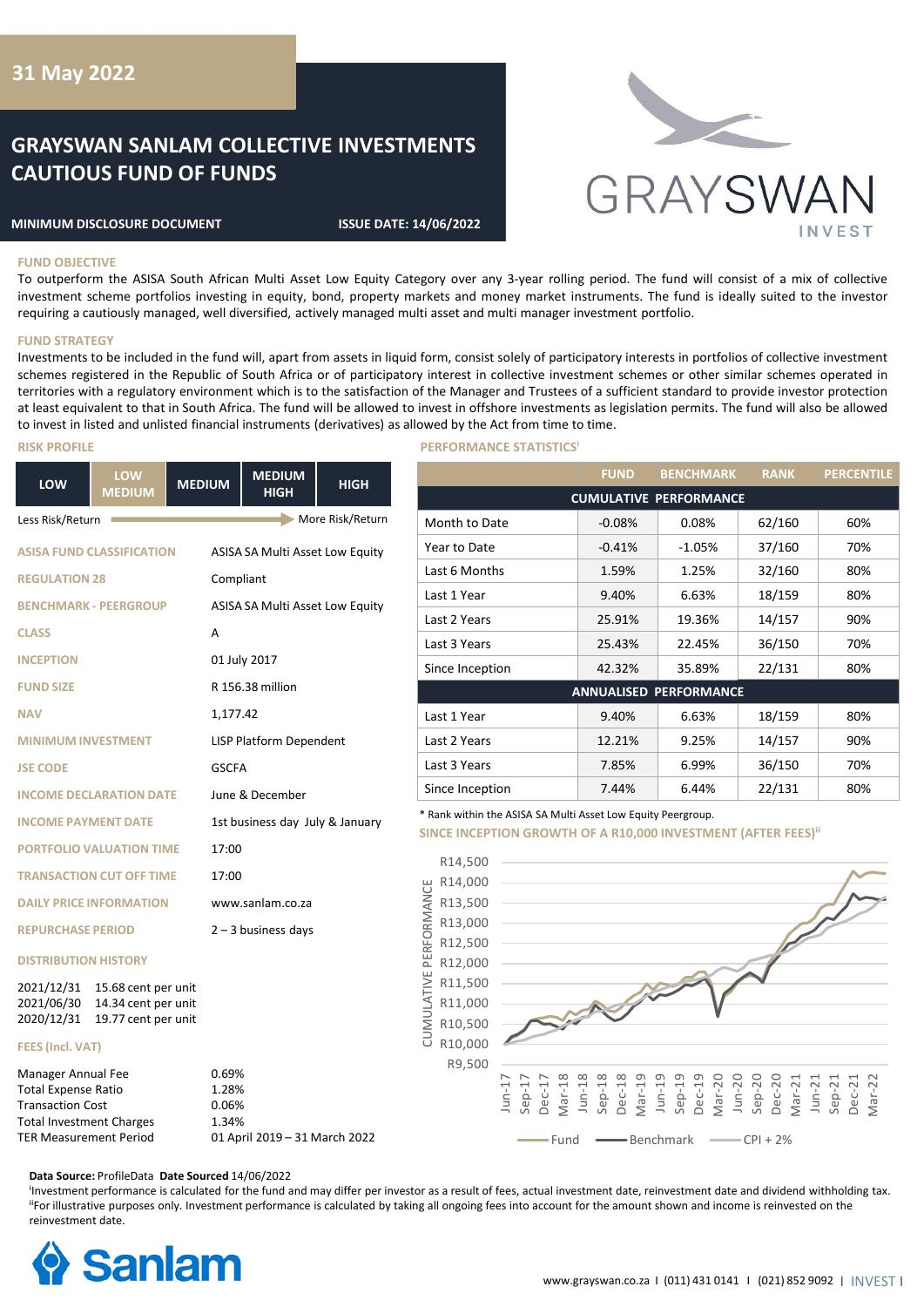# 31 May 2022

# GRAYSWAN SANLAM COLLECTIVE INVESTMENTS CAUTIOUS FUND OF FUNDS

**MINIMUM DISCLOSURE DOCUMENT** **ISSUE DATE: 14/06/2022**

GRAYSWAN INVEST

## FUND OBJECTIVE

To outperform the ASISA South African Multi Asset Low Equity Category over any 3-year rolling period. The fund will consist of a mix of collective investment scheme portfolios investing in equity, bond, property markets and money market instruments. The fund is ideally suited to the investor requiring a cautiously managed, well diversified, actively managed multi asset and multi manager investment portfolio.

## FUND STRATEGY

Investments to be included in the fund will, apart from assets in liquid form, consist solely of participatory interests in portfolios of collective investment schemes registered in the Republic of South Africa or of participatory interest in collective investment schemes or other similar schemes operated in territories with a regulatory environment which is to the satisfaction of the Manager and Trustees of a sufficient standard to provide investor protection at least equivalent to that in South Africa. The fund will be allowed to invest in offshore investments as legislation permits. The fund will also be allowed to invest in listed and unlisted financial instruments (derivatives) as allowed by the Act from time to time.

## RISK PROFILE

| LOW | LOW MEDIUM | MEDIUM | MEDIUM HIGH | HIGH |
|---|---|---|---|---|

Less Risk/Return → More Risk/Return

| | |
|---|---|
| ASISA FUND CLASSIFICATION | ASISA SA Multi Asset Low Equity |
| REGULATION 28 | Compliant |
| BENCHMARK - PEERGROUP | ASISA SA Multi Asset Low Equity |
| CLASS | A |
| INCEPTION | 01 July 2017 |
| FUND SIZE | R 156.38 million |
| NAV | 1,177.42 |
| MINIMUM INVESTMENT | LISP Platform Dependent |
| JSE CODE | GSCFA |
| INCOME DECLARATION DATE | June & December |
| INCOME PAYMENT DATE | 1st business day July & January |
| PORTFOLIO VALUATION TIME | 17:00 |
| TRANSACTION CUT OFF TIME | 17:00 |
| DAILY PRICE INFORMATION | www.sanlam.co.za |
| REPURCHASE PERIOD | 2 – 3 business days |

## DISTRIBUTION HISTORY

| | |
|---|---|
| 2021/12/31 | 15.68 cent per unit |
| 2021/06/30 | 14.34 cent per unit |
| 2020/12/31 | 19.77 cent per unit |

## FEES (Incl. VAT)

| | |
|---|---|
| Manager Annual Fee | 0.69% |
| Total Expense Ratio | 1.28% |
| Transaction Cost | 0.06% |
| Total Investment Charges | 1.34% |
| TER Measurement Period | 01 April 2019 – 31 March 2022 |

## PERFORMANCE STATISTICS[i]

| | FUND | BENCHMARK | RANK | PERCENTILE |
|---|---|---|---|---|
| **CUMULATIVE PERFORMANCE** | | | | |
| Month to Date | -0.08% | 0.08% | 62/160 | 60% |
| Year to Date | -0.41% | -1.05% | 37/160 | 70% |
| Last 6 Months | 1.59% | 1.25% | 32/160 | 80% |
| Last 1 Year | 9.40% | 6.63% | 18/159 | 80% |
| Last 2 Years | 25.91% | 19.36% | 14/157 | 90% |
| Last 3 Years | 25.43% | 22.45% | 36/150 | 70% |
| Since Inception | 42.32% | 35.89% | 22/131 | 80% |
| **ANNUALISED PERFORMANCE** | | | | |
| Last 1 Year | 9.40% | 6.63% | 18/159 | 80% |
| Last 2 Years | 12.21% | 9.25% | 14/157 | 90% |
| Last 3 Years | 7.85% | 6.99% | 36/150 | 70% |
| Since Inception | 7.44% | 6.44% | 22/131 | 80% |

* Rank within the ASISA SA Multi Asset Low Equity Peergroup.

## SINCE INCEPTION GROWTH OF A R10,000 INVESTMENT (AFTER FEES)[ii]

Legend: Fund, Benchmark, CPI + 2%

**Data Source:** ProfileData **Date Sourced** 14/06/2022

[i]Investment performance is calculated for the fund and may differ per investor as a result of fees, actual investment date, reinvestment date and dividend withholding tax.
[ii]For illustrative purposes only. Investment performance is calculated by taking all ongoing fees into account for the amount shown and income is reinvested on the reinvestment date.

Sanlam

www.grayswan.co.za | (011) 431 0141 | (021) 852 9092 | INVEST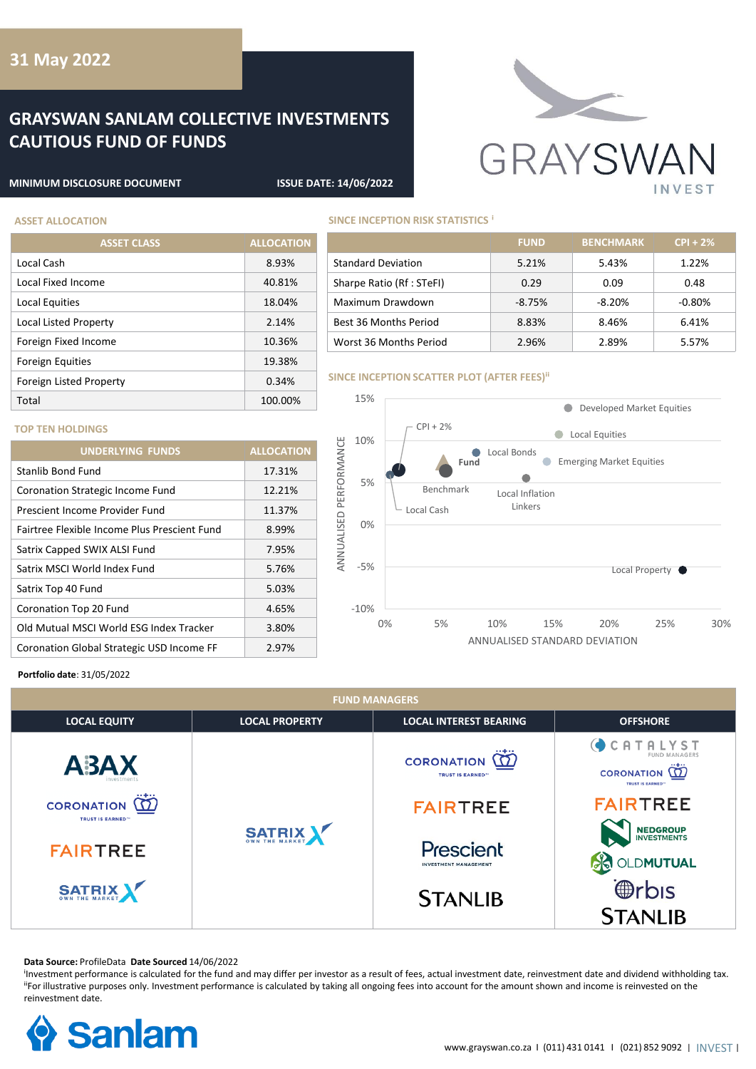31 May 2022

# GRAYSWAN SANLAM COLLECTIVE INVESTMENTS CAUTIOUS FUND OF FUNDS

**MINIMUM DISCLOSURE DOCUMENT** **ISSUE DATE: 14/06/2022**

## ASSET ALLOCATION

| ASSET CLASS | ALLOCATION |
|---|---|
| Local Cash | 8.93% |
| Local Fixed Income | 40.81% |
| Local Equities | 18.04% |
| Local Listed Property | 2.14% |
| Foreign Fixed Income | 10.36% |
| Foreign Equities | 19.38% |
| Foreign Listed Property | 0.34% |
| Total | 100.00% |

## TOP TEN HOLDINGS

| UNDERLYING FUNDS | ALLOCATION |
|---|---|
| Stanlib Bond Fund | 17.31% |
| Coronation Strategic Income Fund | 12.21% |
| Prescient Income Provider Fund | 11.37% |
| Fairtree Flexible Income Plus Prescient Fund | 8.99% |
| Satrix Capped SWIX ALSI Fund | 7.95% |
| Satrix MSCI World Index Fund | 5.76% |
| Satrix Top 40 Fund | 5.03% |
| Coronation Top 20 Fund | 4.65% |
| Old Mutual MSCI World ESG Index Tracker | 3.80% |
| Coronation Global Strategic USD Income FF | 2.97% |

**Portfolio date**: 31/05/2022

## SINCE INCEPTION RISK STATISTICS [i]

| | FUND | BENCHMARK | CPI + 2% |
|---|---|---|---|
| Standard Deviation | 5.21% | 5.43% | 1.22% |
| Sharpe Ratio (Rf : STeFI) | 0.29 | 0.09 | 0.48 |
| Maximum Drawdown | -8.75% | -8.20% | -0.80% |
| Best 36 Months Period | 8.83% | 8.46% | 6.41% |
| Worst 36 Months Period | 2.96% | 2.89% | 5.57% |

## SINCE INCEPTION SCATTER PLOT (AFTER FEES)[ii]

## FUND MANAGERS

| LOCAL EQUITY | LOCAL PROPERTY | LOCAL INTEREST BEARING | OFFSHORE |
|---|---|---|---|
| ABAX, Coronation, Fairtree, Satrix | Satrix | Coronation, Fairtree, Prescient, Stanlib | Catalyst Fund Managers, Coronation, Fairtree, Nedgroup Investments, Old Mutual, Orbis, Stanlib |

**Data Source:** ProfileData **Date Sourced** 14/06/2022

[i]Investment performance is calculated for the fund and may differ per investor as a result of fees, actual investment date, reinvestment date and dividend withholding tax.
[ii]For illustrative purposes only. Investment performance is calculated by taking all ongoing fees into account for the amount shown and income is reinvested on the reinvestment date.

www.grayswan.co.za | (011) 431 0141 | (021) 852 9092 | INVEST |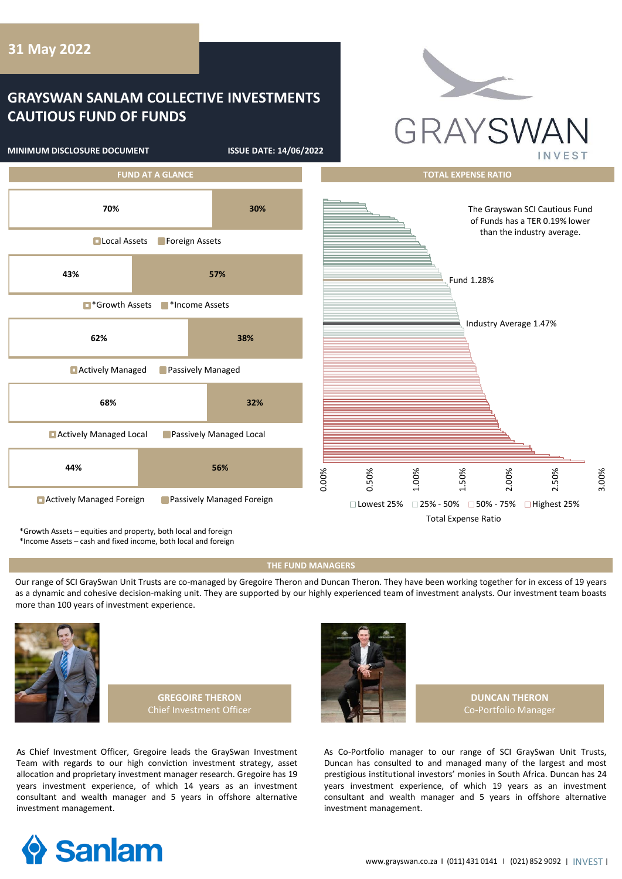31 May 2022

# GRAYSWAN SANLAM COLLECTIVE INVESTMENTS CAUTIOUS FUND OF FUNDS

**MINIMUM DISCLOSURE DOCUMENT** **ISSUE DATE: 14/06/2022**

## FUND AT A GLANCE

| Local Assets | Foreign Assets |
|---|---|
| 70% | 30% |

| *Growth Assets | *Income Assets |
|---|---|
| 43% | 57% |

| Actively Managed | Passively Managed |
|---|---|
| 62% | 38% |

| Actively Managed Local | Passively Managed Local |
|---|---|
| 68% | 32% |

| Actively Managed Foreign | Passively Managed Foreign |
|---|---|
| 44% | 56% |

*Growth Assets – equities and property, both local and foreign
*Income Assets – cash and fixed income, both local and foreign

## TOTAL EXPENSE RATIO

The Grayswan SCI Cautious Fund of Funds has a TER 0.19% lower than the industry average.

Fund 1.28%

Industry Average 1.47%

Lowest 25% | 25% - 50% | 50% - 75% | Highest 25%

Total Expense Ratio

## THE FUND MANAGERS

Our range of SCI GraySwan Unit Trusts are co-managed by Gregoire Theron and Duncan Theron. They have been working together for in excess of 19 years as a dynamic and cohesive decision-making unit. They are supported by our highly experienced team of investment analysts. Our investment team boasts more than 100 years of investment experience.

### GREGOIRE THERON
Chief Investment Officer

As Chief Investment Officer, Gregoire leads the GraySwan Investment Team with regards to our high conviction investment strategy, asset allocation and proprietary investment manager research. Gregoire has 19 years investment experience, of which 14 years as an investment consultant and wealth manager and 5 years in offshore alternative investment management.

### DUNCAN THERON
Co-Portfolio Manager

As Co-Portfolio manager to our range of SCI GraySwan Unit Trusts, Duncan has consulted to and managed many of the largest and most prestigious institutional investors' monies in South Africa. Duncan has 24 years investment experience, of which 19 years as an investment consultant and wealth manager and 5 years in offshore alternative investment management.

www.grayswan.co.za I (011) 431 0141 I (021) 852 9092 | INVEST |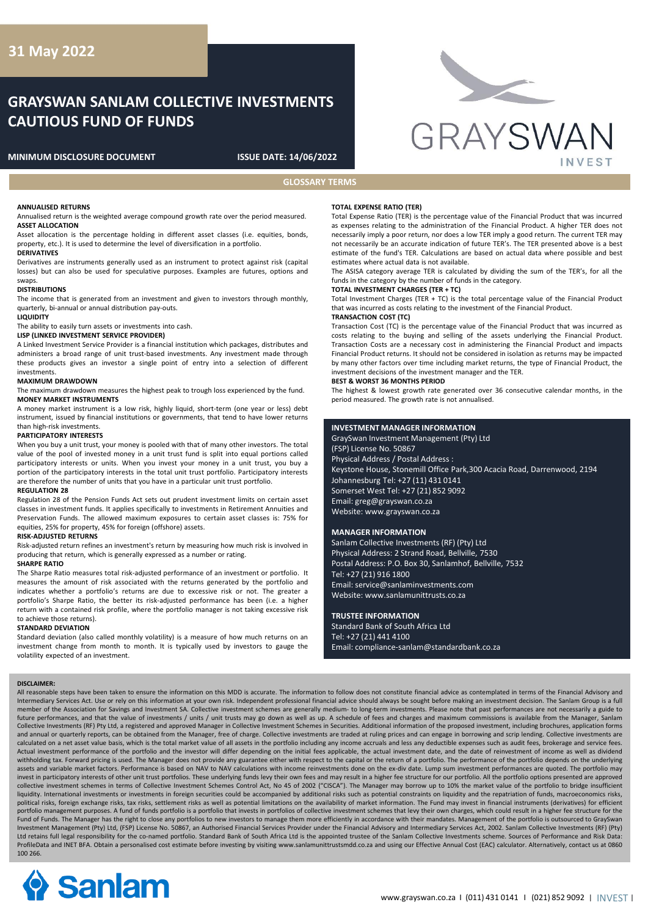# 31 May 2022

# GRAYSWAN SANLAM COLLECTIVE INVESTMENTS CAUTIOUS FUND OF FUNDS

**MINIMUM DISCLOSURE DOCUMENT** **ISSUE DATE: 14/06/2022**

GRAYSWAN INVEST

## GLOSSARY TERMS

**ANNUALISED RETURNS**
Annualised return is the weighted average compound growth rate over the period measured.

**ASSET ALLOCATION**
Asset allocation is the percentage holding in different asset classes (i.e. equities, bonds, property, etc.). It is used to determine the level of diversification in a portfolio.

**DERIVATIVES**
Derivatives are instruments generally used as an instrument to protect against risk (capital losses) but can also be used for speculative purposes. Examples are futures, options and swaps.

**DISTRIBUTIONS**
The income that is generated from an investment and given to investors through monthly, quarterly, bi-annual or annual distribution pay-outs.

**LIQUIDITY**
The ability to easily turn assets or investments into cash.

**LISP (LINKED INVESTMENT SERVICE PROVIDER)**
A Linked Investment Service Provider is a financial institution which packages, distributes and administers a broad range of unit trust-based investments. Any investment made through these products gives an investor a single point of entry into a selection of different investments.

**MAXIMUM DRAWDOWN**
The maximum drawdown measures the highest peak to trough loss experienced by the fund.

**MONEY MARKET INSTRUMENTS**
A money market instrument is a low risk, highly liquid, short-term (one year or less) debt instrument, issued by financial institutions or governments, that tend to have lower returns than high-risk investments.

**PARTICIPATORY INTERESTS**
When you buy a unit trust, your money is pooled with that of many other investors. The total value of the pool of invested money in a unit trust fund is split into equal portions called participatory interests or units. When you invest your money in a unit trust, you buy a portion of the participatory interests in the total unit trust portfolio. Participatory interests are therefore the number of units that you have in a particular unit trust portfolio.

**REGULATION 28**
Regulation 28 of the Pension Funds Act sets out prudent investment limits on certain asset classes in investment funds. It applies specifically to investments in Retirement Annuities and Preservation Funds. The allowed maximum exposures to certain asset classes is: 75% for equities, 25% for property, 45% for foreign (offshore) assets.

**RISK-ADJUSTED RETURNS**
Risk-adjusted return refines an investment's return by measuring how much risk is involved in producing that return, which is generally expressed as a number or rating.

**SHARPE RATIO**
The Sharpe Ratio measures total risk-adjusted performance of an investment or portfolio. It measures the amount of risk associated with the returns generated by the portfolio and indicates whether a portfolio's returns are due to excessive risk or not. The greater a portfolio's Sharpe Ratio, the better its risk-adjusted performance has been (i.e. a higher return with a contained risk profile, where the portfolio manager is not taking excessive risk to achieve those returns).

**STANDARD DEVIATION**
Standard deviation (also called monthly volatility) is a measure of how much returns on an investment change from month to month. It is typically used by investors to gauge the volatility expected of an investment.

**TOTAL EXPENSE RATIO (TER)**
Total Expense Ratio (TER) is the percentage value of the Financial Product that was incurred as expenses relating to the administration of the Financial Product. A higher TER does not necessarily imply a poor return, nor does a low TER imply a good return. The current TER may not necessarily be an accurate indication of future TER's. The TER presented above is a best estimate of the fund's TER. Calculations are based on actual data where possible and best estimates where actual data is not available.
The ASISA category average TER is calculated by dividing the sum of the TER's, for all the funds in the category by the number of funds in the category.

**TOTAL INVESTMENT CHARGES (TER + TC)**
Total Investment Charges (TER + TC) is the total percentage value of the Financial Product that was incurred as costs relating to the investment of the Financial Product.

**TRANSACTION COST (TC)**
Transaction Cost (TC) is the percentage value of the Financial Product that was incurred as costs relating to the buying and selling of the assets underlying the Financial Product. Transaction Costs are a necessary cost in administering the Financial Product and impacts Financial Product returns. It should not be considered in isolation as returns may be impacted by many other factors over time including market returns, the type of Financial Product, the investment decisions of the investment manager and the TER.

**BEST & WORST 36 MONTHS PERIOD**
The highest & lowest growth rate generated over 36 consecutive calendar months, in the period measured. The growth rate is not annualised.

### INVESTMENT MANAGER INFORMATION
GraySwan Investment Management (Pty) Ltd
(FSP) License No. 50867
Physical Address / Postal Address :
Keystone House, Stonemill Office Park,300 Acacia Road, Darrenwood, 2194
Johannesburg Tel: +27 (11) 431 0141
Somerset West Tel: +27 (21) 852 9092
Email: greg@grayswan.co.za
Website: www.grayswan.co.za

### MANAGER INFORMATION
Sanlam Collective Investments (RF) (Pty) Ltd
Physical Address: 2 Strand Road, Bellville, 7530
Postal Address: P.O. Box 30, Sanlamhof, Bellville, 7532
Tel: +27 (21) 916 1800
Email: service@sanlaminvestments.com
Website: www.sanlamunittrusts.co.za

### TRUSTEE INFORMATION
Standard Bank of South Africa Ltd
Tel: +27 (21) 441 4100
Email: compliance-sanlam@standardbank.co.za

**DISCLAIMER:**
All reasonable steps have been taken to ensure the information on this MDD is accurate. The information to follow does not constitute financial advice as contemplated in terms of the Financial Advisory and Intermediary Services Act. Use or rely on this information at your own risk. Independent professional financial advice should always be sought before making an investment decision. The Sanlam Group is a full member of the Association for Savings and Investment SA. Collective investment schemes are generally medium- to long-term investments. Please note that past performances are not necessarily a guide to future performances, and that the value of investments / units / unit trusts may go down as well as up. A schedule of fees and charges and maximum commissions is available from the Manager, Sanlam Collective Investments (RF) Pty Ltd, a registered and approved Manager in Collective Investment Schemes in Securities. Additional information of the proposed investment, including brochures, application forms and annual or quarterly reports, can be obtained from the Manager, free of charge. Collective investments are traded at ruling prices and can engage in borrowing and scrip lending. Collective investments are calculated on a net asset value basis, which is the total market value of all assets in the portfolio including any income accruals and less any deductible expenses such as audit fees, brokerage and service fees. Actual investment performance of the portfolio and the investor will differ depending on the initial fees applicable, the actual investment date, and the date of reinvestment of income as well as dividend withholding tax. Forward pricing is used. The Manager does not provide any guarantee either with respect to the capital or the return of a portfolio. The performance of the portfolio depends on the underlying assets and variable market factors. Performance is based on NAV to NAV calculations with income reinvestments done on the ex-div date. Lump sum investment performances are quoted. The portfolio may invest in participatory interests of other unit trust portfolios. These underlying funds levy their own fees and may result in a higher fee structure for our portfolio. All the portfolio options presented are approved collective investment schemes in terms of Collective Investment Schemes Control Act, No 45 of 2002 ("CISCA"). The Manager may borrow up to 10% the market value of the portfolio to bridge insufficient liquidity. International investments or investments in foreign securities could be accompanied by additional risks such as potential constraints on liquidity and the repatriation of funds, macroeconomics risks, political risks, foreign exchange risks, tax risks, settlement risks as well as potential limitations on the availability of market information. The Fund may invest in financial instruments (derivatives) for efficient portfolio management purposes. A fund of funds portfolio is a portfolio that invests in portfolios of collective investment schemes that levy their own charges, which could result in a higher fee structure for the Fund of Funds. The Manager has the right to close any portfolios to new investors to manage them more efficiently in accordance with their mandates. Management of the portfolio is outsourced to GraySwan Investment Management (Pty) Ltd, (FSP) License No. 50867, an Authorised Financial Services Provider under the Financial Advisory and Intermediary Services Act, 2002. Sanlam Collective Investments (RF) (Pty) Ltd retains full legal responsibility for the co-named portfolio. Standard Bank of South Africa Ltd is the appointed trustee of the Sanlam Collective Investments scheme. Sources of Performance and Risk Data: ProfileData and INET BFA. Obtain a personalised cost estimate before investing by visiting www.sanlamunittrustsmdd.co.za and using our Effective Annual Cost (EAC) calculator. Alternatively, contact us at 0860 100 266.

Sanlam

www.grayswan.co.za | (011) 431 0141 | (021) 852 9092 | INVEST